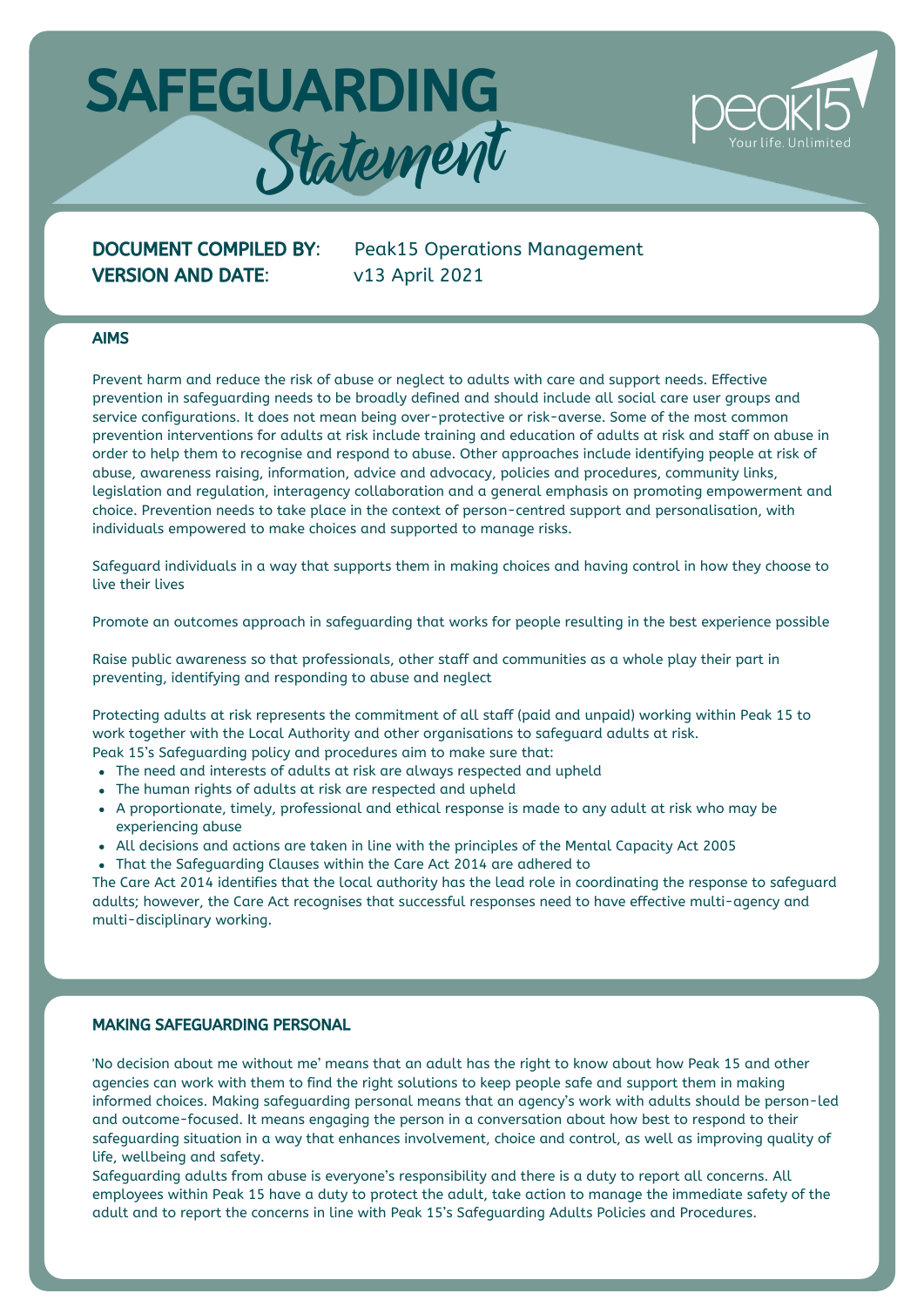# SAFEGUARDING *Statement*

peak15 Your life. Unlimited

**DOCUMENT COMPILED BY**: Peak15 Operations Management
**VERSION AND DATE**: v13 April 2021

## AIMS

Prevent harm and reduce the risk of abuse or neglect to adults with care and support needs. Effective prevention in safeguarding needs to be broadly defined and should include all social care user groups and service configurations. It does not mean being over-protective or risk-averse. Some of the most common prevention interventions for adults at risk include training and education of adults at risk and staff on abuse in order to help them to recognise and respond to abuse. Other approaches include identifying people at risk of abuse, awareness raising, information, advice and advocacy, policies and procedures, community links, legislation and regulation, interagency collaboration and a general emphasis on promoting empowerment and choice. Prevention needs to take place in the context of person-centred support and personalisation, with individuals empowered to make choices and supported to manage risks.

Safeguard individuals in a way that supports them in making choices and having control in how they choose to live their lives

Promote an outcomes approach in safeguarding that works for people resulting in the best experience possible

Raise public awareness so that professionals, other staff and communities as a whole play their part in preventing, identifying and responding to abuse and neglect

Protecting adults at risk represents the commitment of all staff (paid and unpaid) working within Peak 15 to work together with the Local Authority and other organisations to safeguard adults at risk.
Peak 15's Safeguarding policy and procedures aim to make sure that:

- The need and interests of adults at risk are always respected and upheld
- The human rights of adults at risk are respected and upheld
- A proportionate, timely, professional and ethical response is made to any adult at risk who may be experiencing abuse
- All decisions and actions are taken in line with the principles of the Mental Capacity Act 2005
- That the Safeguarding Clauses within the Care Act 2014 are adhered to

The Care Act 2014 identifies that the local authority has the lead role in coordinating the response to safeguard adults; however, the Care Act recognises that successful responses need to have effective multi-agency and multi-disciplinary working.

## MAKING SAFEGUARDING PERSONAL

'No decision about me without me' means that an adult has the right to know about how Peak 15 and other agencies can work with them to find the right solutions to keep people safe and support them in making informed choices. Making safeguarding personal means that an agency's work with adults should be person-led and outcome-focused. It means engaging the person in a conversation about how best to respond to their safeguarding situation in a way that enhances involvement, choice and control, as well as improving quality of life, wellbeing and safety.
Safeguarding adults from abuse is everyone's responsibility and there is a duty to report all concerns. All employees within Peak 15 have a duty to protect the adult, take action to manage the immediate safety of the adult and to report the concerns in line with Peak 15's Safeguarding Adults Policies and Procedures.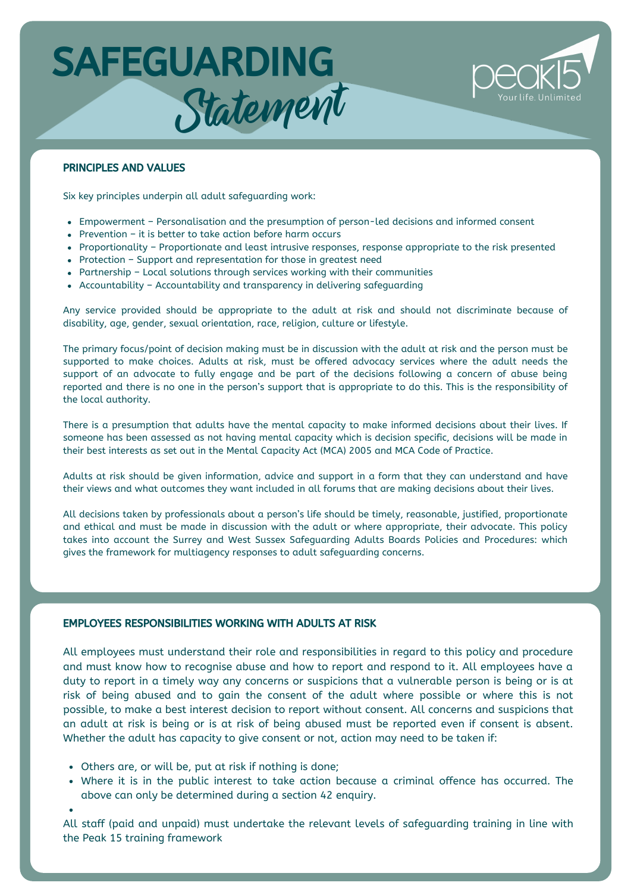# SAFEGUARDING *Statement*

peak15 — Your life. Unlimited

## PRINCIPLES AND VALUES

Six key principles underpin all adult safeguarding work:

- Empowerment – Personalisation and the presumption of person-led decisions and informed consent
- Prevention – it is better to take action before harm occurs
- Proportionality – Proportionate and least intrusive responses, response appropriate to the risk presented
- Protection – Support and representation for those in greatest need
- Partnership – Local solutions through services working with their communities
- Accountability – Accountability and transparency in delivering safeguarding

Any service provided should be appropriate to the adult at risk and should not discriminate because of disability, age, gender, sexual orientation, race, religion, culture or lifestyle.

The primary focus/point of decision making must be in discussion with the adult at risk and the person must be supported to make choices. Adults at risk, must be offered advocacy services where the adult needs the support of an advocate to fully engage and be part of the decisions following a concern of abuse being reported and there is no one in the person's support that is appropriate to do this. This is the responsibility of the local authority.

There is a presumption that adults have the mental capacity to make informed decisions about their lives. If someone has been assessed as not having mental capacity which is decision specific, decisions will be made in their best interests as set out in the Mental Capacity Act (MCA) 2005 and MCA Code of Practice.

Adults at risk should be given information, advice and support in a form that they can understand and have their views and what outcomes they want included in all forums that are making decisions about their lives.

All decisions taken by professionals about a person's life should be timely, reasonable, justified, proportionate and ethical and must be made in discussion with the adult or where appropriate, their advocate. This policy takes into account the Surrey and West Sussex Safeguarding Adults Boards Policies and Procedures: which gives the framework for multiagency responses to adult safeguarding concerns.

## EMPLOYEES RESPONSIBILITIES WORKING WITH ADULTS AT RISK

All employees must understand their role and responsibilities in regard to this policy and procedure and must know how to recognise abuse and how to report and respond to it. All employees have a duty to report in a timely way any concerns or suspicions that a vulnerable person is being or is at risk of being abused and to gain the consent of the adult where possible or where this is not possible, to make a best interest decision to report without consent. All concerns and suspicions that an adult at risk is being or is at risk of being abused must be reported even if consent is absent. Whether the adult has capacity to give consent or not, action may need to be taken if:

- Others are, or will be, put at risk if nothing is done;
- Where it is in the public interest to take action because a criminal offence has occurred. The above can only be determined during a section 42 enquiry.

All staff (paid and unpaid) must undertake the relevant levels of safeguarding training in line with the Peak 15 training framework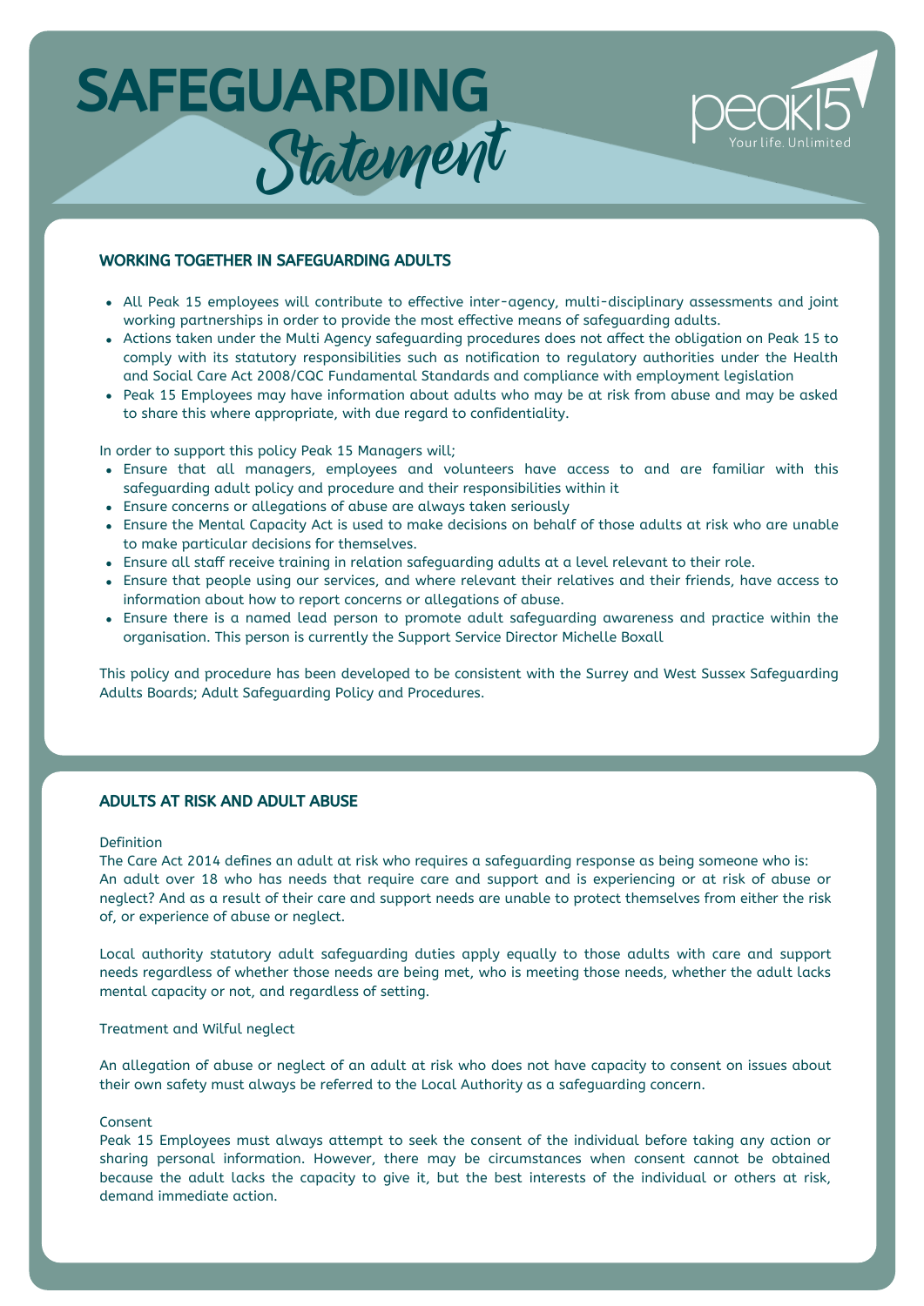# SAFEGUARDING *Statement*

## WORKING TOGETHER IN SAFEGUARDING ADULTS

- All Peak 15 employees will contribute to effective inter-agency, multi-disciplinary assessments and joint working partnerships in order to provide the most effective means of safeguarding adults.
- Actions taken under the Multi Agency safeguarding procedures does not affect the obligation on Peak 15 to comply with its statutory responsibilities such as notification to regulatory authorities under the Health and Social Care Act 2008/CQC Fundamental Standards and compliance with employment legislation
- Peak 15 Employees may have information about adults who may be at risk from abuse and may be asked to share this where appropriate, with due regard to confidentiality.

In order to support this policy Peak 15 Managers will;

- Ensure that all managers, employees and volunteers have access to and are familiar with this safeguarding adult policy and procedure and their responsibilities within it
- Ensure concerns or allegations of abuse are always taken seriously
- Ensure the Mental Capacity Act is used to make decisions on behalf of those adults at risk who are unable to make particular decisions for themselves.
- Ensure all staff receive training in relation safeguarding adults at a level relevant to their role.
- Ensure that people using our services, and where relevant their relatives and their friends, have access to information about how to report concerns or allegations of abuse.
- Ensure there is a named lead person to promote adult safeguarding awareness and practice within the organisation. This person is currently the Support Service Director Michelle Boxall

This policy and procedure has been developed to be consistent with the Surrey and West Sussex Safeguarding Adults Boards; Adult Safeguarding Policy and Procedures.

## ADULTS AT RISK AND ADULT ABUSE

Definition

The Care Act 2014 defines an adult at risk who requires a safeguarding response as being someone who is: An adult over 18 who has needs that require care and support and is experiencing or at risk of abuse or neglect? And as a result of their care and support needs are unable to protect themselves from either the risk of, or experience of abuse or neglect.

Local authority statutory adult safeguarding duties apply equally to those adults with care and support needs regardless of whether those needs are being met, who is meeting those needs, whether the adult lacks mental capacity or not, and regardless of setting.

Treatment and Wilful neglect

An allegation of abuse or neglect of an adult at risk who does not have capacity to consent on issues about their own safety must always be referred to the Local Authority as a safeguarding concern.

Consent

Peak 15 Employees must always attempt to seek the consent of the individual before taking any action or sharing personal information. However, there may be circumstances when consent cannot be obtained because the adult lacks the capacity to give it, but the best interests of the individual or others at risk, demand immediate action.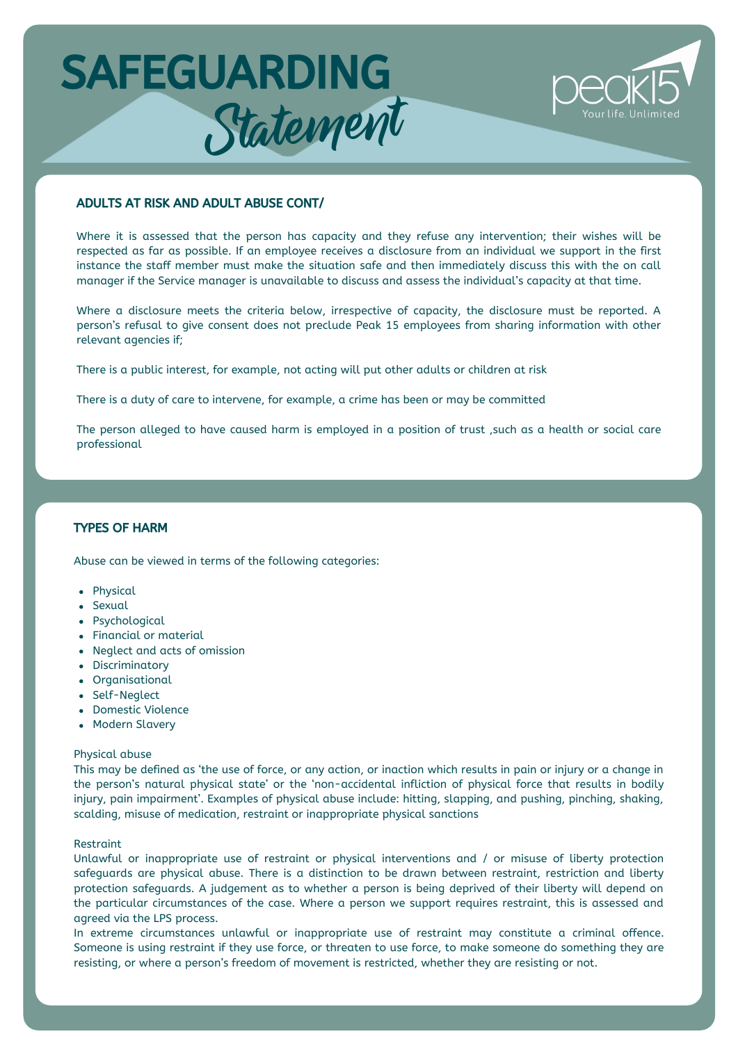# SAFEGUARDING Statement

### ADULTS AT RISK AND ADULT ABUSE CONT/

Where it is assessed that the person has capacity and they refuse any intervention; their wishes will be respected as far as possible. If an employee receives a disclosure from an individual we support in the first instance the staff member must make the situation safe and then immediately discuss this with the on call manager if the Service manager is unavailable to discuss and assess the individual's capacity at that time.

Where a disclosure meets the criteria below, irrespective of capacity, the disclosure must be reported. A person's refusal to give consent does not preclude Peak 15 employees from sharing information with other relevant agencies if;

There is a public interest, for example, not acting will put other adults or children at risk

There is a duty of care to intervene, for example, a crime has been or may be committed

The person alleged to have caused harm is employed in a position of trust ,such as a health or social care professional

### TYPES OF HARM

Abuse can be viewed in terms of the following categories:

- Physical
- Sexual
- Psychological
- Financial or material
- Neglect and acts of omission
- Discriminatory
- Organisational
- Self-Neglect
- Domestic Violence
- Modern Slavery

Physical abuse

This may be defined as 'the use of force, or any action, or inaction which results in pain or injury or a change in the person's natural physical state' or the 'non-accidental infliction of physical force that results in bodily injury, pain impairment'. Examples of physical abuse include: hitting, slapping, and pushing, pinching, shaking, scalding, misuse of medication, restraint or inappropriate physical sanctions

Restraint

Unlawful or inappropriate use of restraint or physical interventions and / or misuse of liberty protection safeguards are physical abuse. There is a distinction to be drawn between restraint, restriction and liberty protection safeguards. A judgement as to whether a person is being deprived of their liberty will depend on the particular circumstances of the case. Where a person we support requires restraint, this is assessed and agreed via the LPS process.

In extreme circumstances unlawful or inappropriate use of restraint may constitute a criminal offence. Someone is using restraint if they use force, or threaten to use force, to make someone do something they are resisting, or where a person's freedom of movement is restricted, whether they are resisting or not.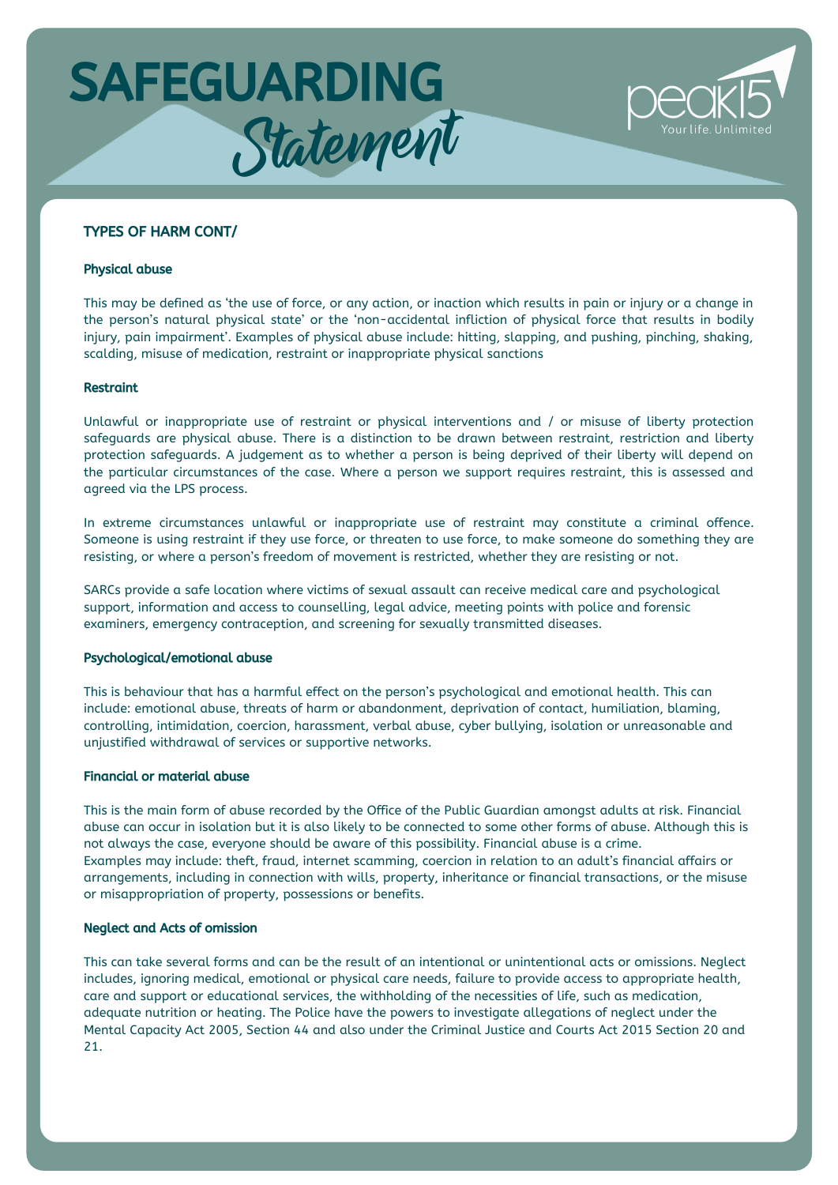# SAFEGUARDING *Statement*

## TYPES OF HARM CONT/

### Physical abuse

This may be defined as 'the use of force, or any action, or inaction which results in pain or injury or a change in the person's natural physical state' or the 'non-accidental infliction of physical force that results in bodily injury, pain impairment'. Examples of physical abuse include: hitting, slapping, and pushing, pinching, shaking, scalding, misuse of medication, restraint or inappropriate physical sanctions

### Restraint

Unlawful or inappropriate use of restraint or physical interventions and / or misuse of liberty protection safeguards are physical abuse. There is a distinction to be drawn between restraint, restriction and liberty protection safeguards. A judgement as to whether a person is being deprived of their liberty will depend on the particular circumstances of the case. Where a person we support requires restraint, this is assessed and agreed via the LPS process.

In extreme circumstances unlawful or inappropriate use of restraint may constitute a criminal offence. Someone is using restraint if they use force, or threaten to use force, to make someone do something they are resisting, or where a person's freedom of movement is restricted, whether they are resisting or not.

SARCs provide a safe location where victims of sexual assault can receive medical care and psychological support, information and access to counselling, legal advice, meeting points with police and forensic examiners, emergency contraception, and screening for sexually transmitted diseases.

### Psychological/emotional abuse

This is behaviour that has a harmful effect on the person's psychological and emotional health. This can include: emotional abuse, threats of harm or abandonment, deprivation of contact, humiliation, blaming, controlling, intimidation, coercion, harassment, verbal abuse, cyber bullying, isolation or unreasonable and unjustified withdrawal of services or supportive networks.

### Financial or material abuse

This is the main form of abuse recorded by the Office of the Public Guardian amongst adults at risk. Financial abuse can occur in isolation but it is also likely to be connected to some other forms of abuse. Although this is not always the case, everyone should be aware of this possibility. Financial abuse is a crime.
Examples may include: theft, fraud, internet scamming, coercion in relation to an adult's financial affairs or arrangements, including in connection with wills, property, inheritance or financial transactions, or the misuse or misappropriation of property, possessions or benefits.

### Neglect and Acts of omission

This can take several forms and can be the result of an intentional or unintentional acts or omissions. Neglect includes, ignoring medical, emotional or physical care needs, failure to provide access to appropriate health, care and support or educational services, the withholding of the necessities of life, such as medication, adequate nutrition or heating. The Police have the powers to investigate allegations of neglect under the Mental Capacity Act 2005, Section 44 and also under the Criminal Justice and Courts Act 2015 Section 20 and 21.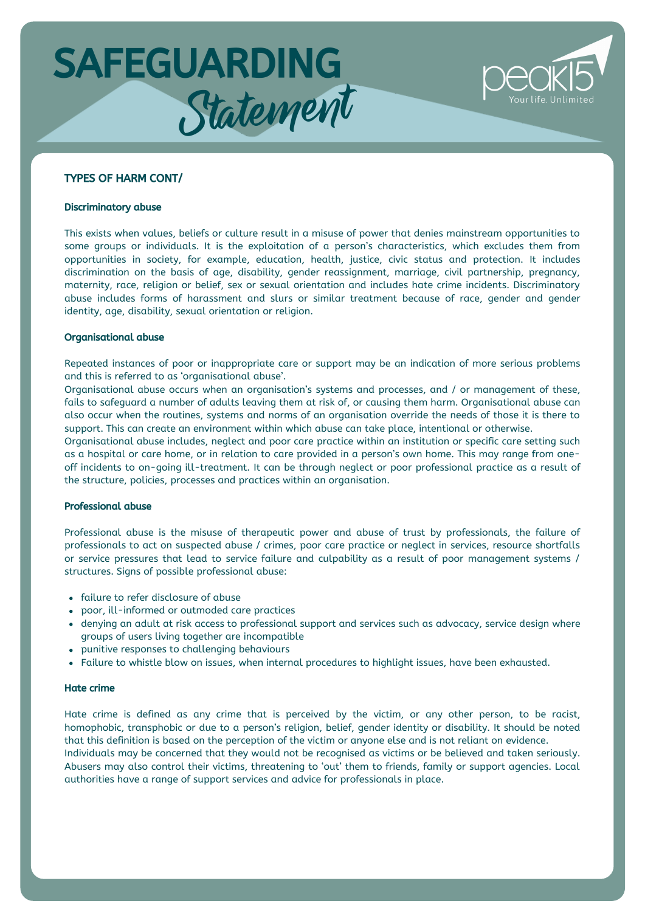# SAFEGUARDING Statement

## TYPES OF HARM CONT/

### Discriminatory abuse

This exists when values, beliefs or culture result in a misuse of power that denies mainstream opportunities to some groups or individuals. It is the exploitation of a person's characteristics, which excludes them from opportunities in society, for example, education, health, justice, civic status and protection. It includes discrimination on the basis of age, disability, gender reassignment, marriage, civil partnership, pregnancy, maternity, race, religion or belief, sex or sexual orientation and includes hate crime incidents. Discriminatory abuse includes forms of harassment and slurs or similar treatment because of race, gender and gender identity, age, disability, sexual orientation or religion.

### Organisational abuse

Repeated instances of poor or inappropriate care or support may be an indication of more serious problems and this is referred to as 'organisational abuse'.

Organisational abuse occurs when an organisation's systems and processes, and / or management of these, fails to safeguard a number of adults leaving them at risk of, or causing them harm. Organisational abuse can also occur when the routines, systems and norms of an organisation override the needs of those it is there to support. This can create an environment within which abuse can take place, intentional or otherwise.

Organisational abuse includes, neglect and poor care practice within an institution or specific care setting such as a hospital or care home, or in relation to care provided in a person's own home. This may range from one-off incidents to on-going ill-treatment. It can be through neglect or poor professional practice as a result of the structure, policies, processes and practices within an organisation.

### Professional abuse

Professional abuse is the misuse of therapeutic power and abuse of trust by professionals, the failure of professionals to act on suspected abuse / crimes, poor care practice or neglect in services, resource shortfalls or service pressures that lead to service failure and culpability as a result of poor management systems / structures. Signs of possible professional abuse:

- failure to refer disclosure of abuse
- poor, ill-informed or outmoded care practices
- denying an adult at risk access to professional support and services such as advocacy, service design where groups of users living together are incompatible
- punitive responses to challenging behaviours
- Failure to whistle blow on issues, when internal procedures to highlight issues, have been exhausted.

### Hate crime

Hate crime is defined as any crime that is perceived by the victim, or any other person, to be racist, homophobic, transphobic or due to a person's religion, belief, gender identity or disability. It should be noted that this definition is based on the perception of the victim or anyone else and is not reliant on evidence.

Individuals may be concerned that they would not be recognised as victims or be believed and taken seriously. Abusers may also control their victims, threatening to 'out' them to friends, family or support agencies. Local authorities have a range of support services and advice for professionals in place.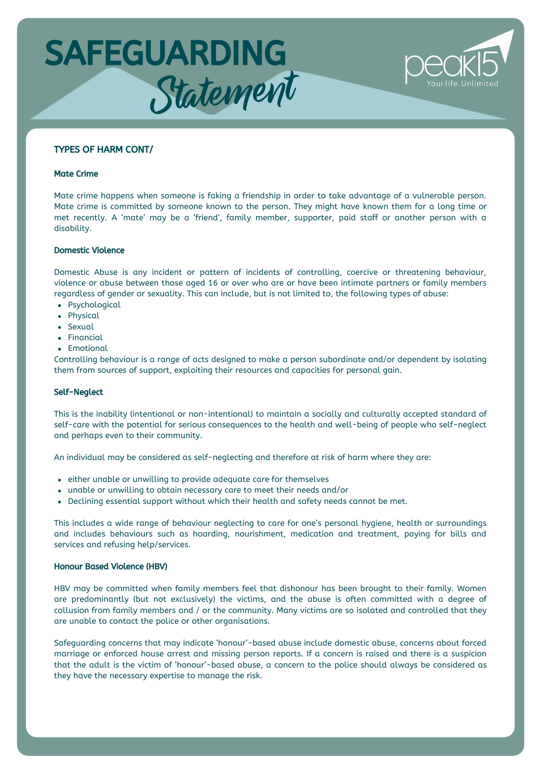# SAFEGUARDING *Statement*

## TYPES OF HARM CONT/

### Mate Crime

Mate crime happens when someone is faking a friendship in order to take advantage of a vulnerable person. Mate crime is committed by someone known to the person. They might have known them for a long time or met recently. A 'mate' may be a 'friend', family member, supporter, paid staff or another person with a disability.

### Domestic Violence

Domestic Abuse is any incident or pattern of incidents of controlling, coercive or threatening behaviour, violence or abuse between those aged 16 or over who are or have been intimate partners or family members regardless of gender or sexuality. This can include, but is not limited to, the following types of abuse:

- Psychological
- Physical
- Sexual
- Financial
- Emotional

Controlling behaviour is a range of acts designed to make a person subordinate and/or dependent by isolating them from sources of support, exploiting their resources and capacities for personal gain.

### Self-Neglect

This is the inability (intentional or non-intentional) to maintain a socially and culturally accepted standard of self-care with the potential for serious consequences to the health and well-being of people who self-neglect and perhaps even to their community.

An individual may be considered as self-neglecting and therefore at risk of harm where they are:

- either unable or unwilling to provide adequate care for themselves
- unable or unwilling to obtain necessary care to meet their needs and/or
- Declining essential support without which their health and safety needs cannot be met.

This includes a wide range of behaviour neglecting to care for one's personal hygiene, health or surroundings and includes behaviours such as hoarding, nourishment, medication and treatment, paying for bills and services and refusing help/services.

### Honour Based Violence (HBV)

HBV may be committed when family members feel that dishonour has been brought to their family. Women are predominantly (but not exclusively) the victims, and the abuse is often committed with a degree of collusion from family members and / or the community. Many victims are so isolated and controlled that they are unable to contact the police or other organisations.

Safeguarding concerns that may indicate 'honour'-based abuse include domestic abuse, concerns about forced marriage or enforced house arrest and missing person reports. If a concern is raised and there is a suspicion that the adult is the victim of 'honour'-based abuse, a concern to the police should always be considered as they have the necessary expertise to manage the risk.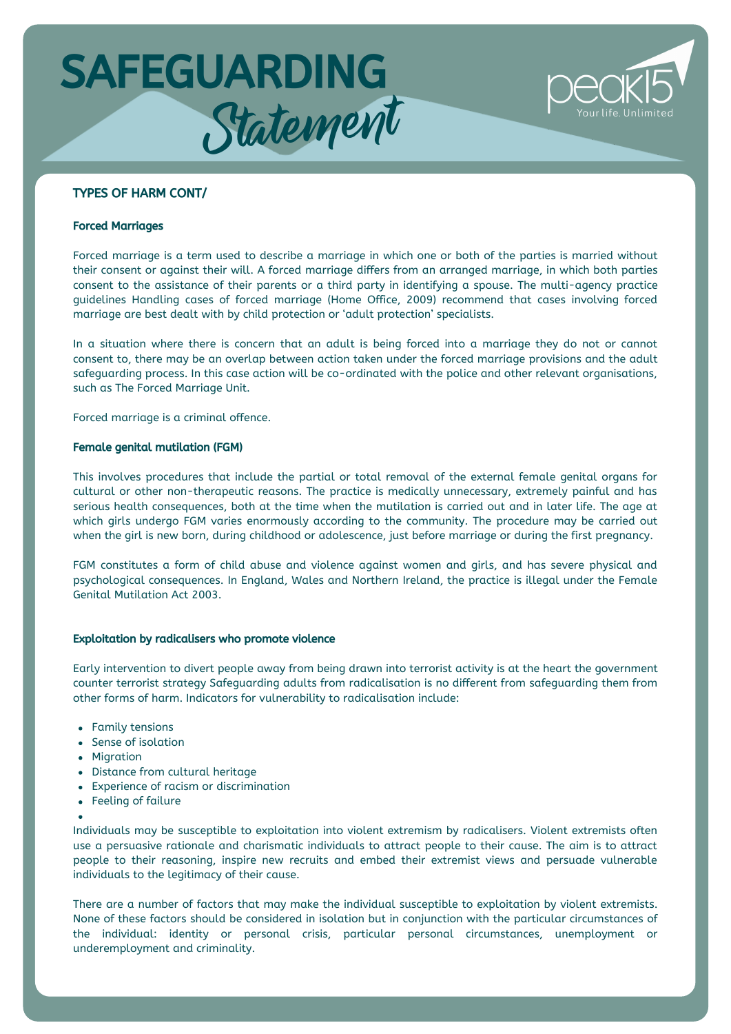# SAFEGUARDING *Statement*

## TYPES OF HARM CONT/

### Forced Marriages

Forced marriage is a term used to describe a marriage in which one or both of the parties is married without their consent or against their will. A forced marriage differs from an arranged marriage, in which both parties consent to the assistance of their parents or a third party in identifying a spouse. The multi-agency practice guidelines Handling cases of forced marriage (Home Office, 2009) recommend that cases involving forced marriage are best dealt with by child protection or 'adult protection' specialists.

In a situation where there is concern that an adult is being forced into a marriage they do not or cannot consent to, there may be an overlap between action taken under the forced marriage provisions and the adult safeguarding process. In this case action will be co-ordinated with the police and other relevant organisations, such as The Forced Marriage Unit.

Forced marriage is a criminal offence.

### Female genital mutilation (FGM)

This involves procedures that include the partial or total removal of the external female genital organs for cultural or other non-therapeutic reasons. The practice is medically unnecessary, extremely painful and has serious health consequences, both at the time when the mutilation is carried out and in later life. The age at which girls undergo FGM varies enormously according to the community. The procedure may be carried out when the girl is new born, during childhood or adolescence, just before marriage or during the first pregnancy.

FGM constitutes a form of child abuse and violence against women and girls, and has severe physical and psychological consequences. In England, Wales and Northern Ireland, the practice is illegal under the Female Genital Mutilation Act 2003.

### Exploitation by radicalisers who promote violence

Early intervention to divert people away from being drawn into terrorist activity is at the heart the government counter terrorist strategy Safeguarding adults from radicalisation is no different from safeguarding them from other forms of harm. Indicators for vulnerability to radicalisation include:

- Family tensions
- Sense of isolation
- Migration
- Distance from cultural heritage
- Experience of racism or discrimination
- Feeling of failure

Individuals may be susceptible to exploitation into violent extremism by radicalisers. Violent extremists often use a persuasive rationale and charismatic individuals to attract people to their cause. The aim is to attract people to their reasoning, inspire new recruits and embed their extremist views and persuade vulnerable individuals to the legitimacy of their cause.

There are a number of factors that may make the individual susceptible to exploitation by violent extremists. None of these factors should be considered in isolation but in conjunction with the particular circumstances of the individual: identity or personal crisis, particular personal circumstances, unemployment or underemployment and criminality.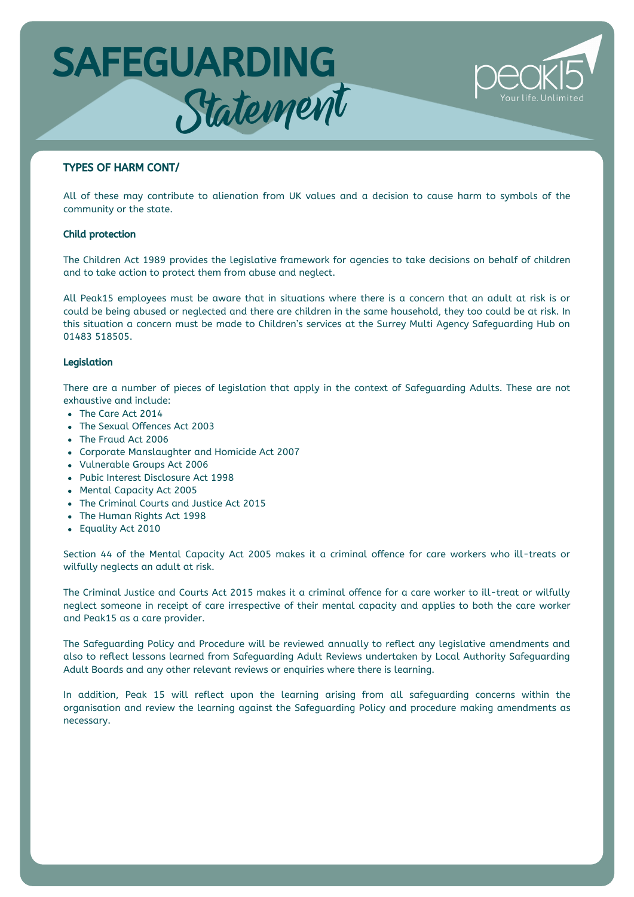# SAFEGUARDING *Statement*

### TYPES OF HARM CONT/

All of these may contribute to alienation from UK values and a decision to cause harm to symbols of the community or the state.

#### Child protection

The Children Act 1989 provides the legislative framework for agencies to take decisions on behalf of children and to take action to protect them from abuse and neglect.

All Peak15 employees must be aware that in situations where there is a concern that an adult at risk is or could be being abused or neglected and there are children in the same household, they too could be at risk. In this situation a concern must be made to Children's services at the Surrey Multi Agency Safeguarding Hub on 01483 518505.

#### Legislation

There are a number of pieces of legislation that apply in the context of Safeguarding Adults. These are not exhaustive and include:

- The Care Act 2014
- The Sexual Offences Act 2003
- The Fraud Act 2006
- Corporate Manslaughter and Homicide Act 2007
- Vulnerable Groups Act 2006
- Pubic Interest Disclosure Act 1998
- Mental Capacity Act 2005
- The Criminal Courts and Justice Act 2015
- The Human Rights Act 1998
- Equality Act 2010

Section 44 of the Mental Capacity Act 2005 makes it a criminal offence for care workers who ill-treats or wilfully neglects an adult at risk.

The Criminal Justice and Courts Act 2015 makes it a criminal offence for a care worker to ill-treat or wilfully neglect someone in receipt of care irrespective of their mental capacity and applies to both the care worker and Peak15 as a care provider.

The Safeguarding Policy and Procedure will be reviewed annually to reflect any legislative amendments and also to reflect lessons learned from Safeguarding Adult Reviews undertaken by Local Authority Safeguarding Adult Boards and any other relevant reviews or enquiries where there is learning.

In addition, Peak 15 will reflect upon the learning arising from all safeguarding concerns within the organisation and review the learning against the Safeguarding Policy and procedure making amendments as necessary.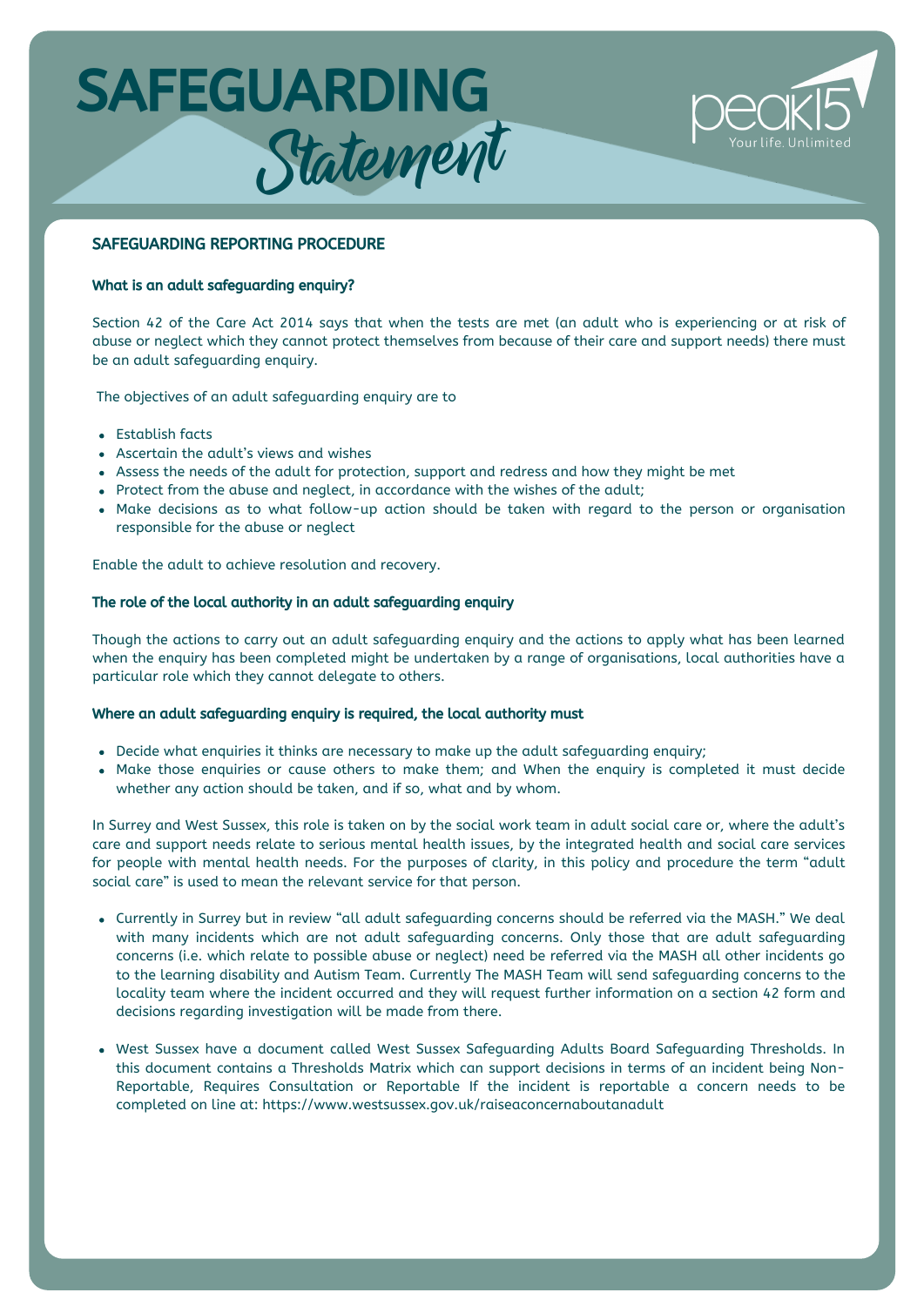# SAFEGUARDING Statement

peak15 Your life. Unlimited

## SAFEGUARDING REPORTING PROCEDURE

### What is an adult safeguarding enquiry?

Section 42 of the Care Act 2014 says that when the tests are met (an adult who is experiencing or at risk of abuse or neglect which they cannot protect themselves from because of their care and support needs) there must be an adult safeguarding enquiry.

The objectives of an adult safeguarding enquiry are to

- Establish facts
- Ascertain the adult's views and wishes
- Assess the needs of the adult for protection, support and redress and how they might be met
- Protect from the abuse and neglect, in accordance with the wishes of the adult;
- Make decisions as to what follow-up action should be taken with regard to the person or organisation responsible for the abuse or neglect

Enable the adult to achieve resolution and recovery.

### The role of the local authority in an adult safeguarding enquiry

Though the actions to carry out an adult safeguarding enquiry and the actions to apply what has been learned when the enquiry has been completed might be undertaken by a range of organisations, local authorities have a particular role which they cannot delegate to others.

### Where an adult safeguarding enquiry is required, the local authority must

- Decide what enquiries it thinks are necessary to make up the adult safeguarding enquiry;
- Make those enquiries or cause others to make them; and When the enquiry is completed it must decide whether any action should be taken, and if so, what and by whom.

In Surrey and West Sussex, this role is taken on by the social work team in adult social care or, where the adult's care and support needs relate to serious mental health issues, by the integrated health and social care services for people with mental health needs. For the purposes of clarity, in this policy and procedure the term "adult social care" is used to mean the relevant service for that person.

- Currently in Surrey but in review "all adult safeguarding concerns should be referred via the MASH." We deal with many incidents which are not adult safeguarding concerns. Only those that are adult safeguarding concerns (i.e. which relate to possible abuse or neglect) need be referred via the MASH all other incidents go to the learning disability and Autism Team. Currently The MASH Team will send safeguarding concerns to the locality team where the incident occurred and they will request further information on a section 42 form and decisions regarding investigation will be made from there.

- West Sussex have a document called West Sussex Safeguarding Adults Board Safeguarding Thresholds. In this document contains a Thresholds Matrix which can support decisions in terms of an incident being Non-Reportable, Requires Consultation or Reportable If the incident is reportable a concern needs to be completed on line at: https://www.westsussex.gov.uk/raiseaconcernaboutanadult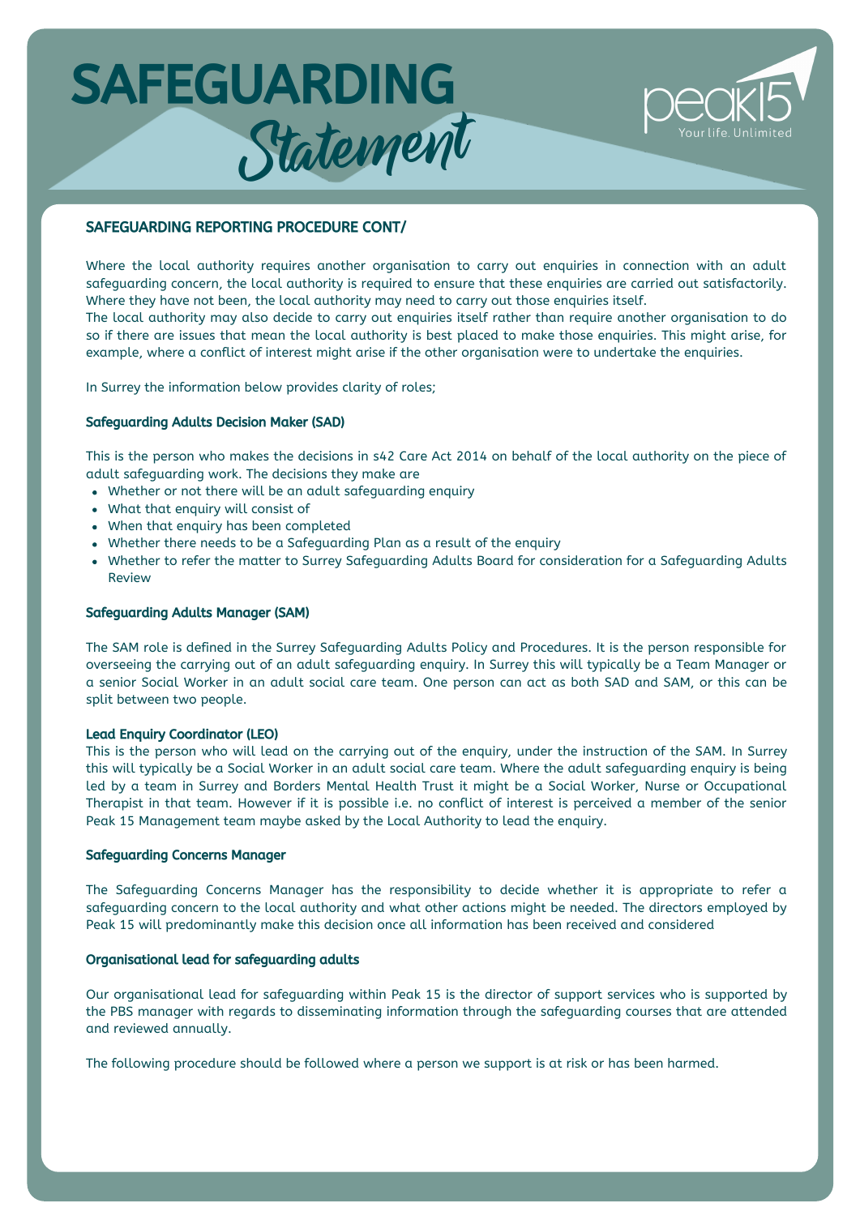# SAFEGUARDING *Statement*

## SAFEGUARDING REPORTING PROCEDURE CONT/

Where the local authority requires another organisation to carry out enquiries in connection with an adult safeguarding concern, the local authority is required to ensure that these enquiries are carried out satisfactorily. Where they have not been, the local authority may need to carry out those enquiries itself.
The local authority may also decide to carry out enquiries itself rather than require another organisation to do so if there are issues that mean the local authority is best placed to make those enquiries. This might arise, for example, where a conflict of interest might arise if the other organisation were to undertake the enquiries.

In Surrey the information below provides clarity of roles;

### Safeguarding Adults Decision Maker (SAD)

This is the person who makes the decisions in s42 Care Act 2014 on behalf of the local authority on the piece of adult safeguarding work. The decisions they make are

- Whether or not there will be an adult safeguarding enquiry
- What that enquiry will consist of
- When that enquiry has been completed
- Whether there needs to be a Safeguarding Plan as a result of the enquiry
- Whether to refer the matter to Surrey Safeguarding Adults Board for consideration for a Safeguarding Adults Review

### Safeguarding Adults Manager (SAM)

The SAM role is defined in the Surrey Safeguarding Adults Policy and Procedures. It is the person responsible for overseeing the carrying out of an adult safeguarding enquiry. In Surrey this will typically be a Team Manager or a senior Social Worker in an adult social care team. One person can act as both SAD and SAM, or this can be split between two people.

### Lead Enquiry Coordinator (LEO)

This is the person who will lead on the carrying out of the enquiry, under the instruction of the SAM. In Surrey this will typically be a Social Worker in an adult social care team. Where the adult safeguarding enquiry is being led by a team in Surrey and Borders Mental Health Trust it might be a Social Worker, Nurse or Occupational Therapist in that team. However if it is possible i.e. no conflict of interest is perceived a member of the senior Peak 15 Management team maybe asked by the Local Authority to lead the enquiry.

### Safeguarding Concerns Manager

The Safeguarding Concerns Manager has the responsibility to decide whether it is appropriate to refer a safeguarding concern to the local authority and what other actions might be needed. The directors employed by Peak 15 will predominantly make this decision once all information has been received and considered

### Organisational lead for safeguarding adults

Our organisational lead for safeguarding within Peak 15 is the director of support services who is supported by the PBS manager with regards to disseminating information through the safeguarding courses that are attended and reviewed annually.

The following procedure should be followed where a person we support is at risk or has been harmed.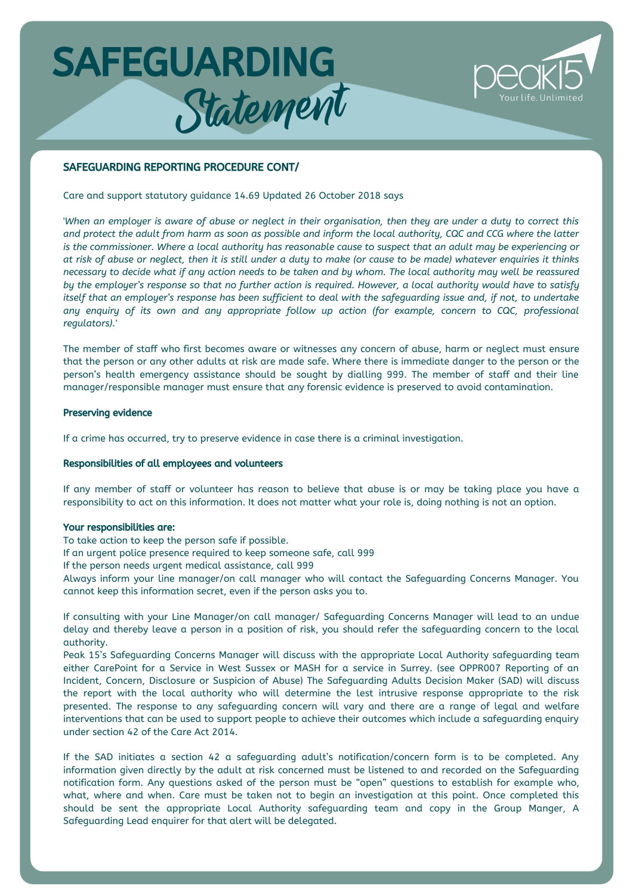# SAFEGUARDING Statement

## SAFEGUARDING REPORTING PROCEDURE CONT/

Care and support statutory guidance 14.69 Updated 26 October 2018 says

'*When an employer is aware of abuse or neglect in their organisation, then they are under a duty to correct this and protect the adult from harm as soon as possible and inform the local authority, CQC and CCG where the latter is the commissioner. Where a local authority has reasonable cause to suspect that an adult may be experiencing or at risk of abuse or neglect, then it is still under a duty to make (or cause to be made) whatever enquiries it thinks necessary to decide what if any action needs to be taken and by whom. The local authority may well be reassured by the employer's response so that no further action is required. However, a local authority would have to satisfy itself that an employer's response has been sufficient to deal with the safeguarding issue and, if not, to undertake any enquiry of its own and any appropriate follow up action (for example, concern to CQC, professional regulators).*'

The member of staff who first becomes aware or witnesses any concern of abuse, harm or neglect must ensure that the person or any other adults at risk are made safe. Where there is immediate danger to the person or the person's health emergency assistance should be sought by dialling 999. The member of staff and their line manager/responsible manager must ensure that any forensic evidence is preserved to avoid contamination.

### Preserving evidence

If a crime has occurred, try to preserve evidence in case there is a criminal investigation.

### Responsibilities of all employees and volunteers

If any member of staff or volunteer has reason to believe that abuse is or may be taking place you have a responsibility to act on this information. It does not matter what your role is, doing nothing is not an option.

**Your responsibilities are:**

To take action to keep the person safe if possible.
If an urgent police presence required to keep someone safe, call 999
If the person needs urgent medical assistance, call 999
Always inform your line manager/on call manager who will contact the Safeguarding Concerns Manager. You cannot keep this information secret, even if the person asks you to.

If consulting with your Line Manager/on call manager/ Safeguarding Concerns Manager will lead to an undue delay and thereby leave a person in a position of risk, you should refer the safeguarding concern to the local authority.
Peak 15's Safeguarding Concerns Manager will discuss with the appropriate Local Authority safeguarding team either CarePoint for a Service in West Sussex or MASH for a service in Surrey. (see OPPR007 Reporting of an Incident, Concern, Disclosure or Suspicion of Abuse) The Safeguarding Adults Decision Maker (SAD) will discuss the report with the local authority who will determine the lest intrusive response appropriate to the risk presented. The response to any safeguarding concern will vary and there are a range of legal and welfare interventions that can be used to support people to achieve their outcomes which include a safeguarding enquiry under section 42 of the Care Act 2014.

If the SAD initiates a section 42 a safeguarding adult's notification/concern form is to be completed. Any information given directly by the adult at risk concerned must be listened to and recorded on the Safeguarding notification form. Any questions asked of the person must be "open" questions to establish for example who, what, where and when. Care must be taken not to begin an investigation at this point. Once completed this should be sent the appropriate Local Authority safeguarding team and copy in the Group Manger, A Safeguarding Lead enquirer for that alert will be delegated.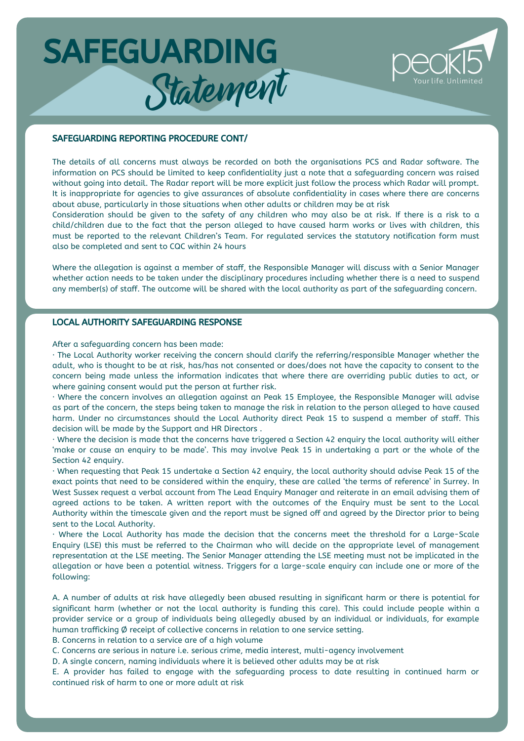# SAFEGUARDING *Statement*

## SAFEGUARDING REPORTING PROCEDURE CONT/

The details of all concerns must always be recorded on both the organisations PCS and Radar software. The information on PCS should be limited to keep confidentiality just a note that a safeguarding concern was raised without going into detail. The Radar report will be more explicit just follow the process which Radar will prompt. It is inappropriate for agencies to give assurances of absolute confidentiality in cases where there are concerns about abuse, particularly in those situations when other adults or children may be at risk

Consideration should be given to the safety of any children who may also be at risk. If there is a risk to a child/children due to the fact that the person alleged to have caused harm works or lives with children, this must be reported to the relevant Children's Team. For regulated services the statutory notification form must also be completed and sent to CQC within 24 hours

Where the allegation is against a member of staff, the Responsible Manager will discuss with a Senior Manager whether action needs to be taken under the disciplinary procedures including whether there is a need to suspend any member(s) of staff. The outcome will be shared with the local authority as part of the safeguarding concern.

## LOCAL AUTHORITY SAFEGUARDING RESPONSE

After a safeguarding concern has been made:

· The Local Authority worker receiving the concern should clarify the referring/responsible Manager whether the adult, who is thought to be at risk, has/has not consented or does/does not have the capacity to consent to the concern being made unless the information indicates that where there are overriding public duties to act, or where gaining consent would put the person at further risk.

· Where the concern involves an allegation against an Peak 15 Employee, the Responsible Manager will advise as part of the concern, the steps being taken to manage the risk in relation to the person alleged to have caused harm. Under no circumstances should the Local Authority direct Peak 15 to suspend a member of staff. This decision will be made by the Support and HR Directors .

· Where the decision is made that the concerns have triggered a Section 42 enquiry the local authority will either 'make or cause an enquiry to be made'. This may involve Peak 15 in undertaking a part or the whole of the Section 42 enquiry.

· When requesting that Peak 15 undertake a Section 42 enquiry, the local authority should advise Peak 15 of the exact points that need to be considered within the enquiry, these are called 'the terms of reference' in Surrey. In West Sussex request a verbal account from The Lead Enquiry Manager and reiterate in an email advising them of agreed actions to be taken. A written report with the outcomes of the Enquiry must be sent to the Local Authority within the timescale given and the report must be signed off and agreed by the Director prior to being sent to the Local Authority.

· Where the Local Authority has made the decision that the concerns meet the threshold for a Large-Scale Enquiry (LSE) this must be referred to the Chairman who will decide on the appropriate level of management representation at the LSE meeting. The Senior Manager attending the LSE meeting must not be implicated in the allegation or have been a potential witness. Triggers for a large-scale enquiry can include one or more of the following:

A. A number of adults at risk have allegedly been abused resulting in significant harm or there is potential for significant harm (whether or not the local authority is funding this care). This could include people within a provider service or a group of individuals being allegedly abused by an individual or individuals, for example human trafficking Ø receipt of collective concerns in relation to one service setting.

B. Concerns in relation to a service are of a high volume

C. Concerns are serious in nature i.e. serious crime, media interest, multi-agency involvement

D. A single concern, naming individuals where it is believed other adults may be at risk

E. A provider has failed to engage with the safeguarding process to date resulting in continued harm or continued risk of harm to one or more adult at risk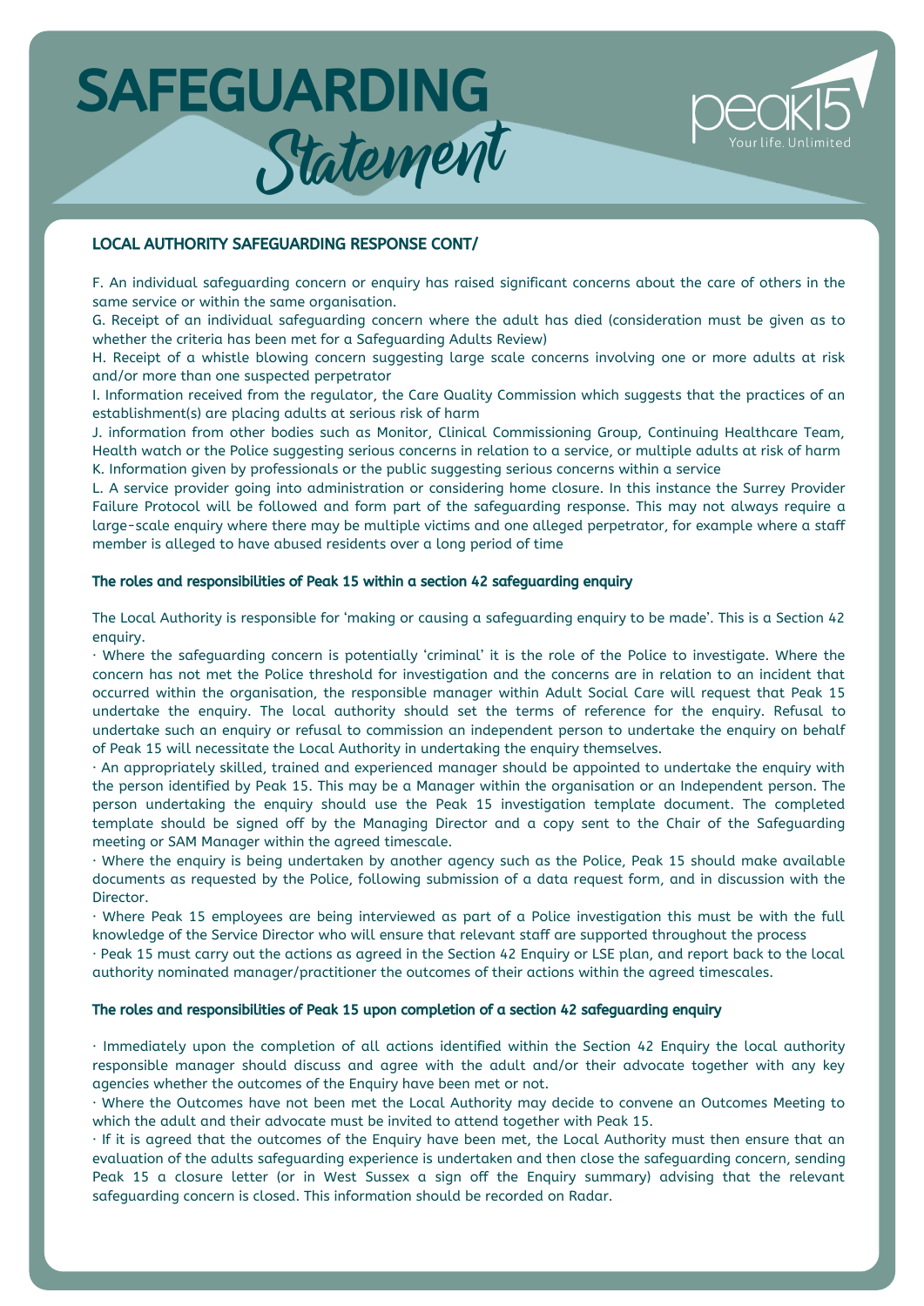# SAFEGUARDING Statement

**LOCAL AUTHORITY SAFEGUARDING RESPONSE CONT/**

F. An individual safeguarding concern or enquiry has raised significant concerns about the care of others in the same service or within the same organisation.

G. Receipt of an individual safeguarding concern where the adult has died (consideration must be given as to whether the criteria has been met for a Safeguarding Adults Review)

H. Receipt of a whistle blowing concern suggesting large scale concerns involving one or more adults at risk and/or more than one suspected perpetrator

I. Information received from the regulator, the Care Quality Commission which suggests that the practices of an establishment(s) are placing adults at serious risk of harm

J. information from other bodies such as Monitor, Clinical Commissioning Group, Continuing Healthcare Team, Health watch or the Police suggesting serious concerns in relation to a service, or multiple adults at risk of harm

K. Information given by professionals or the public suggesting serious concerns within a service

L. A service provider going into administration or considering home closure. In this instance the Surrey Provider Failure Protocol will be followed and form part of the safeguarding response. This may not always require a large-scale enquiry where there may be multiple victims and one alleged perpetrator, for example where a staff member is alleged to have abused residents over a long period of time

**The roles and responsibilities of Peak 15 within a section 42 safeguarding enquiry**

The Local Authority is responsible for 'making or causing a safeguarding enquiry to be made'. This is a Section 42 enquiry.

· Where the safeguarding concern is potentially 'criminal' it is the role of the Police to investigate. Where the concern has not met the Police threshold for investigation and the concerns are in relation to an incident that occurred within the organisation, the responsible manager within Adult Social Care will request that Peak 15 undertake the enquiry. The local authority should set the terms of reference for the enquiry. Refusal to undertake such an enquiry or refusal to commission an independent person to undertake the enquiry on behalf of Peak 15 will necessitate the Local Authority in undertaking the enquiry themselves.

· An appropriately skilled, trained and experienced manager should be appointed to undertake the enquiry with the person identified by Peak 15. This may be a Manager within the organisation or an Independent person. The person undertaking the enquiry should use the Peak 15 investigation template document. The completed template should be signed off by the Managing Director and a copy sent to the Chair of the Safeguarding meeting or SAM Manager within the agreed timescale.

· Where the enquiry is being undertaken by another agency such as the Police, Peak 15 should make available documents as requested by the Police, following submission of a data request form, and in discussion with the Director.

· Where Peak 15 employees are being interviewed as part of a Police investigation this must be with the full knowledge of the Service Director who will ensure that relevant staff are supported throughout the process

· Peak 15 must carry out the actions as agreed in the Section 42 Enquiry or LSE plan, and report back to the local authority nominated manager/practitioner the outcomes of their actions within the agreed timescales.

**The roles and responsibilities of Peak 15 upon completion of a section 42 safeguarding enquiry**

· Immediately upon the completion of all actions identified within the Section 42 Enquiry the local authority responsible manager should discuss and agree with the adult and/or their advocate together with any key agencies whether the outcomes of the Enquiry have been met or not.

· Where the Outcomes have not been met the Local Authority may decide to convene an Outcomes Meeting to which the adult and their advocate must be invited to attend together with Peak 15.

· If it is agreed that the outcomes of the Enquiry have been met, the Local Authority must then ensure that an evaluation of the adults safeguarding experience is undertaken and then close the safeguarding concern, sending Peak 15 a closure letter (or in West Sussex a sign off the Enquiry summary) advising that the relevant safeguarding concern is closed. This information should be recorded on Radar.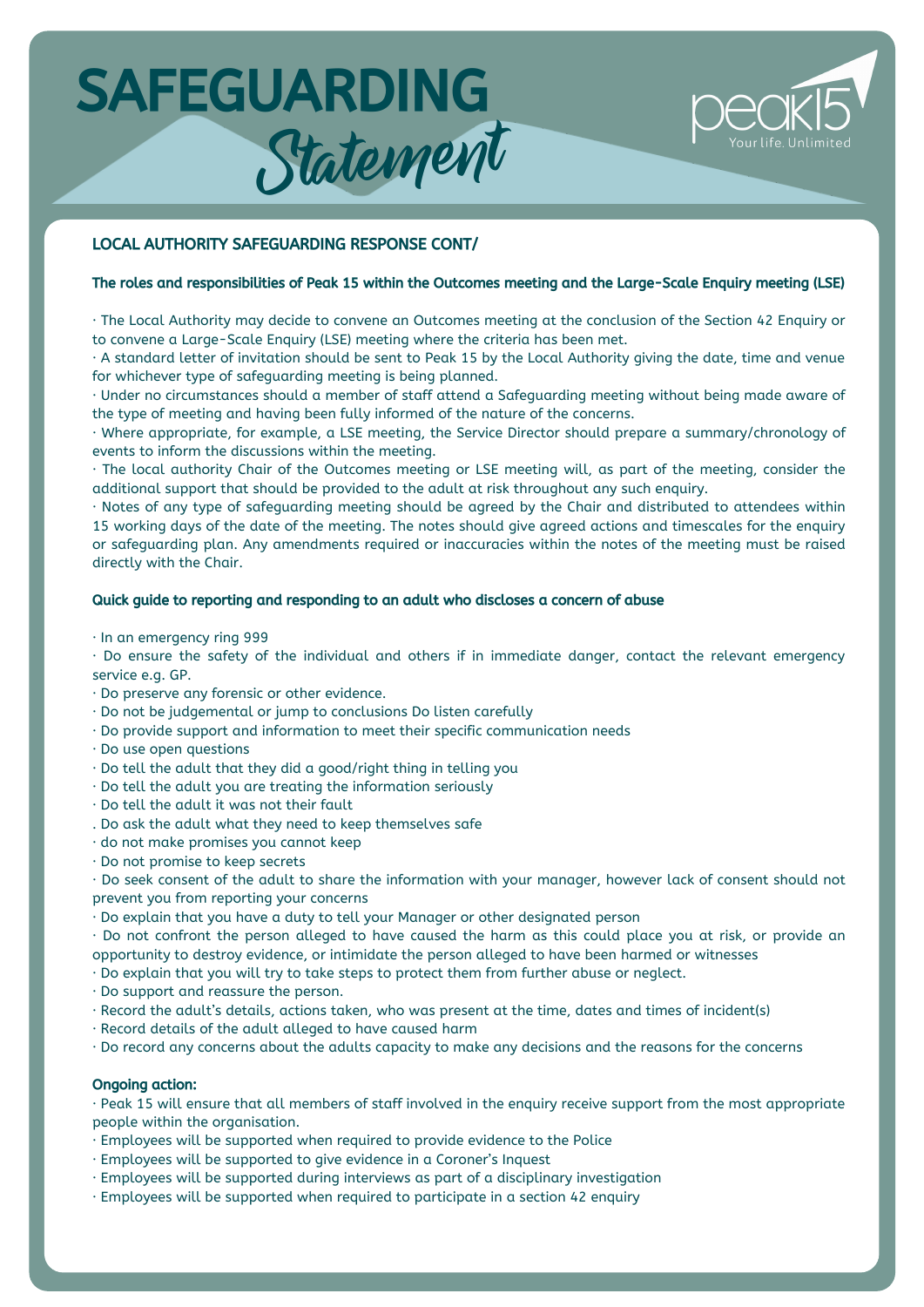# SAFEGUARDING Statement

peak15 Your life. Unlimited

## LOCAL AUTHORITY SAFEGUARDING RESPONSE CONT/

### The roles and responsibilities of Peak 15 within the Outcomes meeting and the Large-Scale Enquiry meeting (LSE)

· The Local Authority may decide to convene an Outcomes meeting at the conclusion of the Section 42 Enquiry or to convene a Large-Scale Enquiry (LSE) meeting where the criteria has been met.
· A standard letter of invitation should be sent to Peak 15 by the Local Authority giving the date, time and venue for whichever type of safeguarding meeting is being planned.
· Under no circumstances should a member of staff attend a Safeguarding meeting without being made aware of the type of meeting and having been fully informed of the nature of the concerns.
· Where appropriate, for example, a LSE meeting, the Service Director should prepare a summary/chronology of events to inform the discussions within the meeting.
· The local authority Chair of the Outcomes meeting or LSE meeting will, as part of the meeting, consider the additional support that should be provided to the adult at risk throughout any such enquiry.
· Notes of any type of safeguarding meeting should be agreed by the Chair and distributed to attendees within 15 working days of the date of the meeting. The notes should give agreed actions and timescales for the enquiry or safeguarding plan. Any amendments required or inaccuracies within the notes of the meeting must be raised directly with the Chair.

### Quick guide to reporting and responding to an adult who discloses a concern of abuse

· In an emergency ring 999
· Do ensure the safety of the individual and others if in immediate danger, contact the relevant emergency service e.g. GP.
· Do preserve any forensic or other evidence.
· Do not be judgemental or jump to conclusions Do listen carefully
· Do provide support and information to meet their specific communication needs
· Do use open questions
· Do tell the adult that they did a good/right thing in telling you
· Do tell the adult you are treating the information seriously
· Do tell the adult it was not their fault
. Do ask the adult what they need to keep themselves safe
· do not make promises you cannot keep
· Do not promise to keep secrets
· Do seek consent of the adult to share the information with your manager, however lack of consent should not prevent you from reporting your concerns
· Do explain that you have a duty to tell your Manager or other designated person
· Do not confront the person alleged to have caused the harm as this could place you at risk, or provide an opportunity to destroy evidence, or intimidate the person alleged to have been harmed or witnesses
· Do explain that you will try to take steps to protect them from further abuse or neglect.
· Do support and reassure the person.
· Record the adult's details, actions taken, who was present at the time, dates and times of incident(s)
· Record details of the adult alleged to have caused harm
· Do record any concerns about the adults capacity to make any decisions and the reasons for the concerns

### Ongoing action:

· Peak 15 will ensure that all members of staff involved in the enquiry receive support from the most appropriate people within the organisation.
· Employees will be supported when required to provide evidence to the Police
· Employees will be supported to give evidence in a Coroner's Inquest
· Employees will be supported during interviews as part of a disciplinary investigation
· Employees will be supported when required to participate in a section 42 enquiry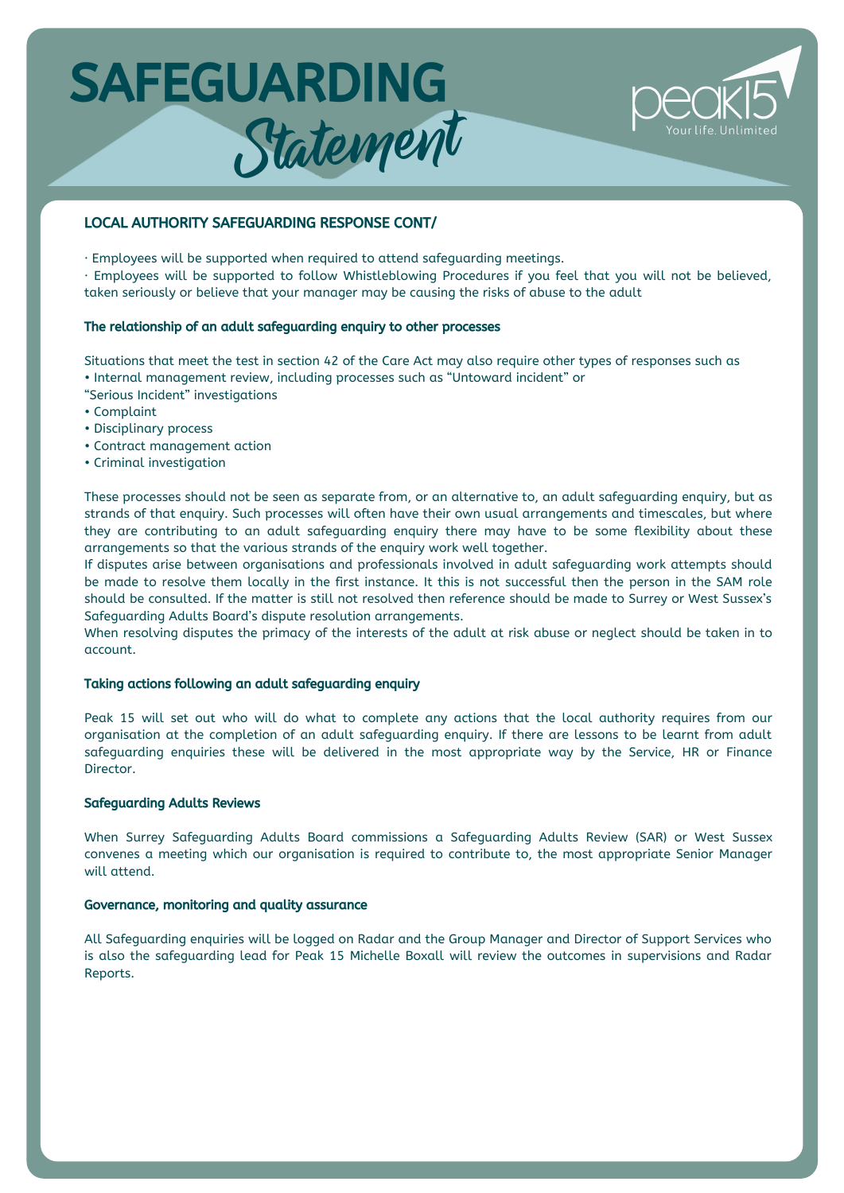# SAFEGUARDING *Statement*

### LOCAL AUTHORITY SAFEGUARDING RESPONSE CONT/

· Employees will be supported when required to attend safeguarding meetings.
· Employees will be supported to follow Whistleblowing Procedures if you feel that you will not be believed, taken seriously or believe that your manager may be causing the risks of abuse to the adult

#### The relationship of an adult safeguarding enquiry to other processes

Situations that meet the test in section 42 of the Care Act may also require other types of responses such as

- Internal management review, including processes such as "Untoward incident" or "Serious Incident" investigations
- Complaint
- Disciplinary process
- Contract management action
- Criminal investigation

These processes should not be seen as separate from, or an alternative to, an adult safeguarding enquiry, but as strands of that enquiry. Such processes will often have their own usual arrangements and timescales, but where they are contributing to an adult safeguarding enquiry there may have to be some flexibility about these arrangements so that the various strands of the enquiry work well together.
If disputes arise between organisations and professionals involved in adult safeguarding work attempts should be made to resolve them locally in the first instance. It this is not successful then the person in the SAM role should be consulted. If the matter is still not resolved then reference should be made to Surrey or West Sussex's Safeguarding Adults Board's dispute resolution arrangements.
When resolving disputes the primacy of the interests of the adult at risk abuse or neglect should be taken in to account.

#### Taking actions following an adult safeguarding enquiry

Peak 15 will set out who will do what to complete any actions that the local authority requires from our organisation at the completion of an adult safeguarding enquiry. If there are lessons to be learnt from adult safeguarding enquiries these will be delivered in the most appropriate way by the Service, HR or Finance Director.

#### Safeguarding Adults Reviews

When Surrey Safeguarding Adults Board commissions a Safeguarding Adults Review (SAR) or West Sussex convenes a meeting which our organisation is required to contribute to, the most appropriate Senior Manager will attend.

#### Governance, monitoring and quality assurance

All Safeguarding enquiries will be logged on Radar and the Group Manager and Director of Support Services who is also the safeguarding lead for Peak 15 Michelle Boxall will review the outcomes in supervisions and Radar Reports.